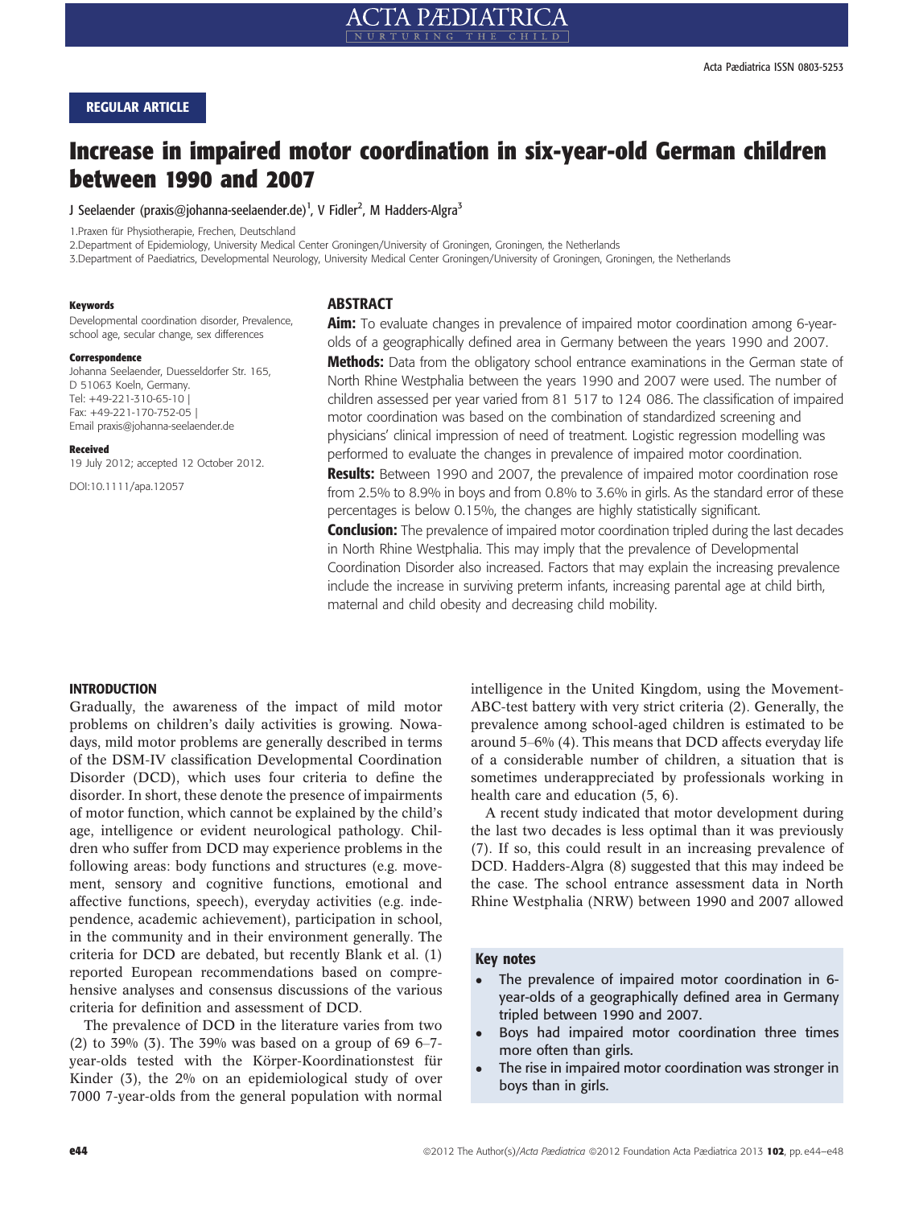REGULAR ARTICLE

# Increase in impaired motor coordination in six-year-old German children between 1990 and 2007

J Seelaender (praxis@johanna-seelaender.de)[1], V Fidler[2], M Hadders-Algra[3]

1.Praxen für Physiotherapie, Frechen, Deutschland

2.Department of Epidemiology, University Medical Center Groningen/University of Groningen, Groningen, the Netherlands

3.Department of Paediatrics, Developmental Neurology, University Medical Center Groningen/University of Groningen, Groningen, the Netherlands

**Keywords**

Developmental coordination disorder, Prevalence, school age, secular change, sex differences

**Correspondence**

Johanna Seelaender, Duesseldorfer Str. 165, D 51063 Koeln, Germany.
Tel: +49-221-310-65-10 |
Fax: +49-221-170-752-05 |
Email praxis@johanna-seelaender.de

**Received**

19 July 2012; accepted 12 October 2012.

DOI:10.1111/apa.12057

## ABSTRACT

**Aim:** To evaluate changes in prevalence of impaired motor coordination among 6-year-olds of a geographically defined area in Germany between the years 1990 and 2007.

**Methods:** Data from the obligatory school entrance examinations in the German state of North Rhine Westphalia between the years 1990 and 2007 were used. The number of children assessed per year varied from 81 517 to 124 086. The classification of impaired motor coordination was based on the combination of standardized screening and physicians' clinical impression of need of treatment. Logistic regression modelling was performed to evaluate the changes in prevalence of impaired motor coordination.

**Results:** Between 1990 and 2007, the prevalence of impaired motor coordination rose from 2.5% to 8.9% in boys and from 0.8% to 3.6% in girls. As the standard error of these percentages is below 0.15%, the changes are highly statistically significant.

**Conclusion:** The prevalence of impaired motor coordination tripled during the last decades in North Rhine Westphalia. This may imply that the prevalence of Developmental Coordination Disorder also increased. Factors that may explain the increasing prevalence include the increase in surviving preterm infants, increasing parental age at child birth, maternal and child obesity and decreasing child mobility.

## INTRODUCTION

Gradually, the awareness of the impact of mild motor problems on children's daily activities is growing. Nowadays, mild motor problems are generally described in terms of the DSM-IV classification Developmental Coordination Disorder (DCD), which uses four criteria to define the disorder. In short, these denote the presence of impairments of motor function, which cannot be explained by the child's age, intelligence or evident neurological pathology. Children who suffer from DCD may experience problems in the following areas: body functions and structures (e.g. movement, sensory and cognitive functions, emotional and affective functions, speech), everyday activities (e.g. independence, academic achievement), participation in school, in the community and in their environment generally. The criteria for DCD are debated, but recently Blank et al. (1) reported European recommendations based on comprehensive analyses and consensus discussions of the various criteria for definition and assessment of DCD.

The prevalence of DCD in the literature varies from two (2) to 39% (3). The 39% was based on a group of 69 6–7-year-olds tested with the Körper-Koordinationstest für Kinder (3), the 2% on an epidemiological study of over 7000 7-year-olds from the general population with normal intelligence in the United Kingdom, using the Movement-ABC-test battery with very strict criteria (2). Generally, the prevalence among school-aged children is estimated to be around 5–6% (4). This means that DCD affects everyday life of a considerable number of children, a situation that is sometimes underappreciated by professionals working in health care and education (5, 6).

A recent study indicated that motor development during the last two decades is less optimal than it was previously (7). If so, this could result in an increasing prevalence of DCD. Hadders-Algra (8) suggested that this may indeed be the case. The school entrance assessment data in North Rhine Westphalia (NRW) between 1990 and 2007 allowed

**Key notes**

- The prevalence of impaired motor coordination in 6-year-olds of a geographically defined area in Germany tripled between 1990 and 2007.
- Boys had impaired motor coordination three times more often than girls.
- The rise in impaired motor coordination was stronger in boys than in girls.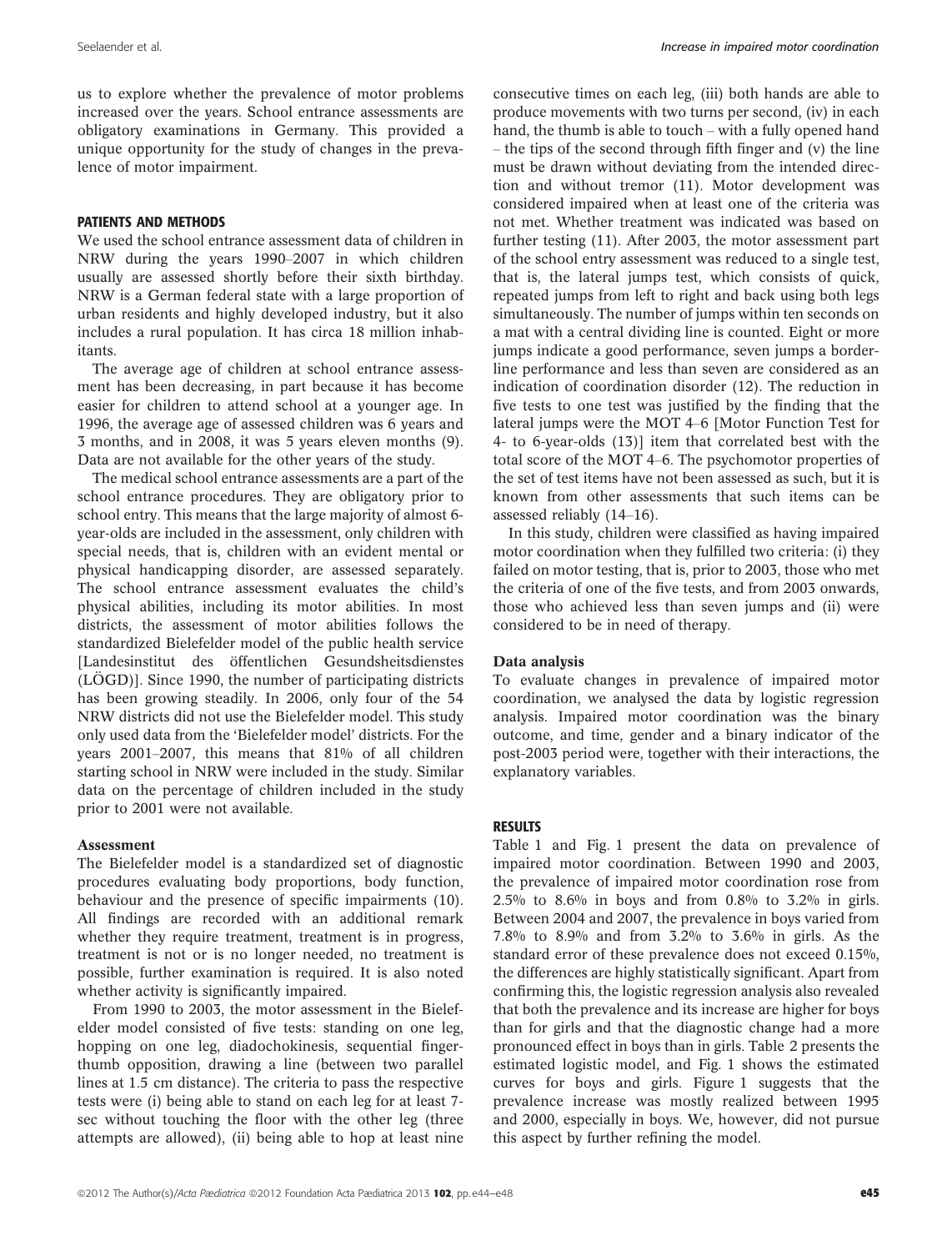us to explore whether the prevalence of motor problems increased over the years. School entrance assessments are obligatory examinations in Germany. This provided a unique opportunity for the study of changes in the prevalence of motor impairment.

## PATIENTS AND METHODS

We used the school entrance assessment data of children in NRW during the years 1990–2007 in which children usually are assessed shortly before their sixth birthday. NRW is a German federal state with a large proportion of urban residents and highly developed industry, but it also includes a rural population. It has circa 18 million inhabitants.

The average age of children at school entrance assessment has been decreasing, in part because it has become easier for children to attend school at a younger age. In 1996, the average age of assessed children was 6 years and 3 months, and in 2008, it was 5 years eleven months (9). Data are not available for the other years of the study.

The medical school entrance assessments are a part of the school entrance procedures. They are obligatory prior to school entry. This means that the large majority of almost 6-year-olds are included in the assessment, only children with special needs, that is, children with an evident mental or physical handicapping disorder, are assessed separately. The school entrance assessment evaluates the child's physical abilities, including its motor abilities. In most districts, the assessment of motor abilities follows the standardized Bielefelder model of the public health service [Landesinstitut des öffentlichen Gesundheitsdienstes (LÖGD)]. Since 1990, the number of participating districts has been growing steadily. In 2006, only four of the 54 NRW districts did not use the Bielefelder model. This study only used data from the 'Bielefelder model' districts. For the years 2001–2007, this means that 81% of all children starting school in NRW were included in the study. Similar data on the percentage of children included in the study prior to 2001 were not available.

### Assessment

The Bielefelder model is a standardized set of diagnostic procedures evaluating body proportions, body function, behaviour and the presence of specific impairments (10). All findings are recorded with an additional remark whether they require treatment, treatment is in progress, treatment is not or is no longer needed, no treatment is possible, further examination is required. It is also noted whether activity is significantly impaired.

From 1990 to 2003, the motor assessment in the Bielefelder model consisted of five tests: standing on one leg, hopping on one leg, diadochokinesis, sequential finger-thumb opposition, drawing a line (between two parallel lines at 1.5 cm distance). The criteria to pass the respective tests were (i) being able to stand on each leg for at least 7-sec without touching the floor with the other leg (three attempts are allowed), (ii) being able to hop at least nine consecutive times on each leg, (iii) both hands are able to produce movements with two turns per second, (iv) in each hand, the thumb is able to touch – with a fully opened hand – the tips of the second through fifth finger and (v) the line must be drawn without deviating from the intended direction and without tremor (11). Motor development was considered impaired when at least one of the criteria was not met. Whether treatment was indicated was based on further testing (11). After 2003, the motor assessment part of the school entry assessment was reduced to a single test, that is, the lateral jumps test, which consists of quick, repeated jumps from left to right and back using both legs simultaneously. The number of jumps within ten seconds on a mat with a central dividing line is counted. Eight or more jumps indicate a good performance, seven jumps a borderline performance and less than seven are considered as an indication of coordination disorder (12). The reduction in five tests to one test was justified by the finding that the lateral jumps were the MOT 4–6 [Motor Function Test for 4- to 6-year-olds (13)] item that correlated best with the total score of the MOT 4–6. The psychomotor properties of the set of test items have not been assessed as such, but it is known from other assessments that such items can be assessed reliably (14–16).

In this study, children were classified as having impaired motor coordination when they fulfilled two criteria: (i) they failed on motor testing, that is, prior to 2003, those who met the criteria of one of the five tests, and from 2003 onwards, those who achieved less than seven jumps and (ii) were considered to be in need of therapy.

### Data analysis

To evaluate changes in prevalence of impaired motor coordination, we analysed the data by logistic regression analysis. Impaired motor coordination was the binary outcome, and time, gender and a binary indicator of the post-2003 period were, together with their interactions, the explanatory variables.

## RESULTS

Table 1 and Fig. 1 present the data on prevalence of impaired motor coordination. Between 1990 and 2003, the prevalence of impaired motor coordination rose from 2.5% to 8.6% in boys and from 0.8% to 3.2% in girls. Between 2004 and 2007, the prevalence in boys varied from 7.8% to 8.9% and from 3.2% to 3.6% in girls. As the standard error of these prevalence does not exceed 0.15%, the differences are highly statistically significant. Apart from confirming this, the logistic regression analysis also revealed that both the prevalence and its increase are higher for boys than for girls and that the diagnostic change had a more pronounced effect in boys than in girls. Table 2 presents the estimated logistic model, and Fig. 1 shows the estimated curves for boys and girls. Figure 1 suggests that the prevalence increase was mostly realized between 1995 and 2000, especially in boys. We, however, did not pursue this aspect by further refining the model.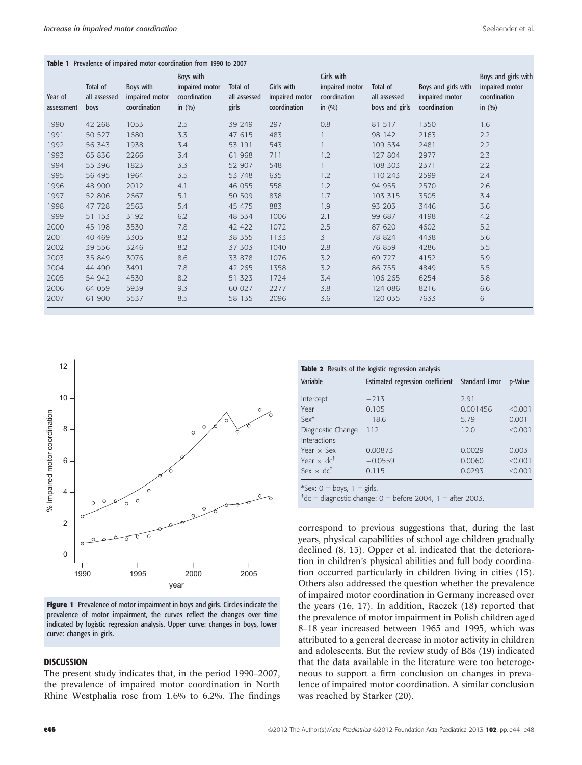**Table 1** Prevalence of impaired motor coordination from 1990 to 2007

| Year of assessment | Total of all assessed boys | Boys with impaired motor coordination | Boys with impaired motor coordination in (%) | Total of all assessed girls | Girls with impaired motor coordination | Girls with impaired motor coordination in (%) | Total of all assessed boys and girls | Boys and girls with impaired motor coordination | Boys and girls with impaired motor coordination in (%) |
|---|---|---|---|---|---|---|---|---|---|
| 1990 | 42 268 | 1053 | 2.5 | 39 249 | 297 | 0.8 | 81 517 | 1350 | 1.6 |
| 1991 | 50 527 | 1680 | 3.3 | 47 615 | 483 | 1 | 98 142 | 2163 | 2.2 |
| 1992 | 56 343 | 1938 | 3.4 | 53 191 | 543 | 1 | 109 534 | 2481 | 2.2 |
| 1993 | 65 836 | 2266 | 3.4 | 61 968 | 711 | 1.2 | 127 804 | 2977 | 2.3 |
| 1994 | 55 396 | 1823 | 3.3 | 52 907 | 548 | 1 | 108 303 | 2371 | 2.2 |
| 1995 | 56 495 | 1964 | 3.5 | 53 748 | 635 | 1.2 | 110 243 | 2599 | 2.4 |
| 1996 | 48 900 | 2012 | 4.1 | 46 055 | 558 | 1.2 | 94 955 | 2570 | 2.6 |
| 1997 | 52 806 | 2667 | 5.1 | 50 509 | 838 | 1.7 | 103 315 | 3505 | 3.4 |
| 1998 | 47 728 | 2563 | 5.4 | 45 475 | 883 | 1.9 | 93 203 | 3446 | 3.6 |
| 1999 | 51 153 | 3192 | 6.2 | 48 534 | 1006 | 2.1 | 99 687 | 4198 | 4.2 |
| 2000 | 45 198 | 3530 | 7.8 | 42 422 | 1072 | 2.5 | 87 620 | 4602 | 5.2 |
| 2001 | 40 469 | 3305 | 8.2 | 38 355 | 1133 | 3 | 78 824 | 4438 | 5.6 |
| 2002 | 39 556 | 3246 | 8.2 | 37 303 | 1040 | 2.8 | 76 859 | 4286 | 5.5 |
| 2003 | 35 849 | 3076 | 8.6 | 33 878 | 1076 | 3.2 | 69 727 | 4152 | 5.9 |
| 2004 | 44 490 | 3491 | 7.8 | 42 265 | 1358 | 3.2 | 86 755 | 4849 | 5.5 |
| 2005 | 54 942 | 4530 | 8.2 | 51 323 | 1724 | 3.4 | 106 265 | 6254 | 5.8 |
| 2006 | 64 059 | 5939 | 9.3 | 60 027 | 2277 | 3.8 | 124 086 | 8216 | 6.6 |
| 2007 | 61 900 | 5537 | 8.5 | 58 135 | 2096 | 3.6 | 120 035 | 7633 | 6 |

**Figure 1** Prevalence of motor impairment in boys and girls. Circles indicate the prevalence of motor impairment, the curves reflect the changes over time indicated by logistic regression analysis. Upper curve: changes in boys, lower curve: changes in girls.

**Table 2** Results of the logistic regression analysis

| Variable | Estimated regression coefficient | Standard Error | p-Value |
|---|---|---|---|
| Intercept | −213 | 2.91 | |
| Year | 0.105 | 0.001456 | <0.001 |
| Sex* | −18.6 | 5.79 | 0.001 |
| Diagnostic Change | 112 | 12.0 | <0.001 |
| Interactions | | | |
| Year × Sex | 0.00873 | 0.0029 | 0.003 |
| Year × dc[†] | −0.0559 | 0.0060 | <0.001 |
| Sex × dc[†] | 0.115 | 0.0293 | <0.001 |

*Sex: 0 = boys, 1 = girls.
[†]dc = diagnostic change: 0 = before 2004, 1 = after 2003.

## DISCUSSION

The present study indicates that, in the period 1990–2007, the prevalence of impaired motor coordination in North Rhine Westphalia rose from 1.6% to 6.2%. The findings correspond to previous suggestions that, during the last years, physical capabilities of school age children gradually declined (8, 15). Opper et al. indicated that the deterioration in children's physical abilities and full body coordination occurred particularly in children living in cities (15). Others also addressed the question whether the prevalence of impaired motor coordination in Germany increased over the years (16, 17). In addition, Raczek (18) reported that the prevalence of motor impairment in Polish children aged 8–18 year increased between 1965 and 1995, which was attributed to a general decrease in motor activity in children and adolescents. But the review study of Bös (19) indicated that the data available in the literature were too heterogeneous to support a firm conclusion on changes in prevalence of impaired motor coordination. A similar conclusion was reached by Starker (20).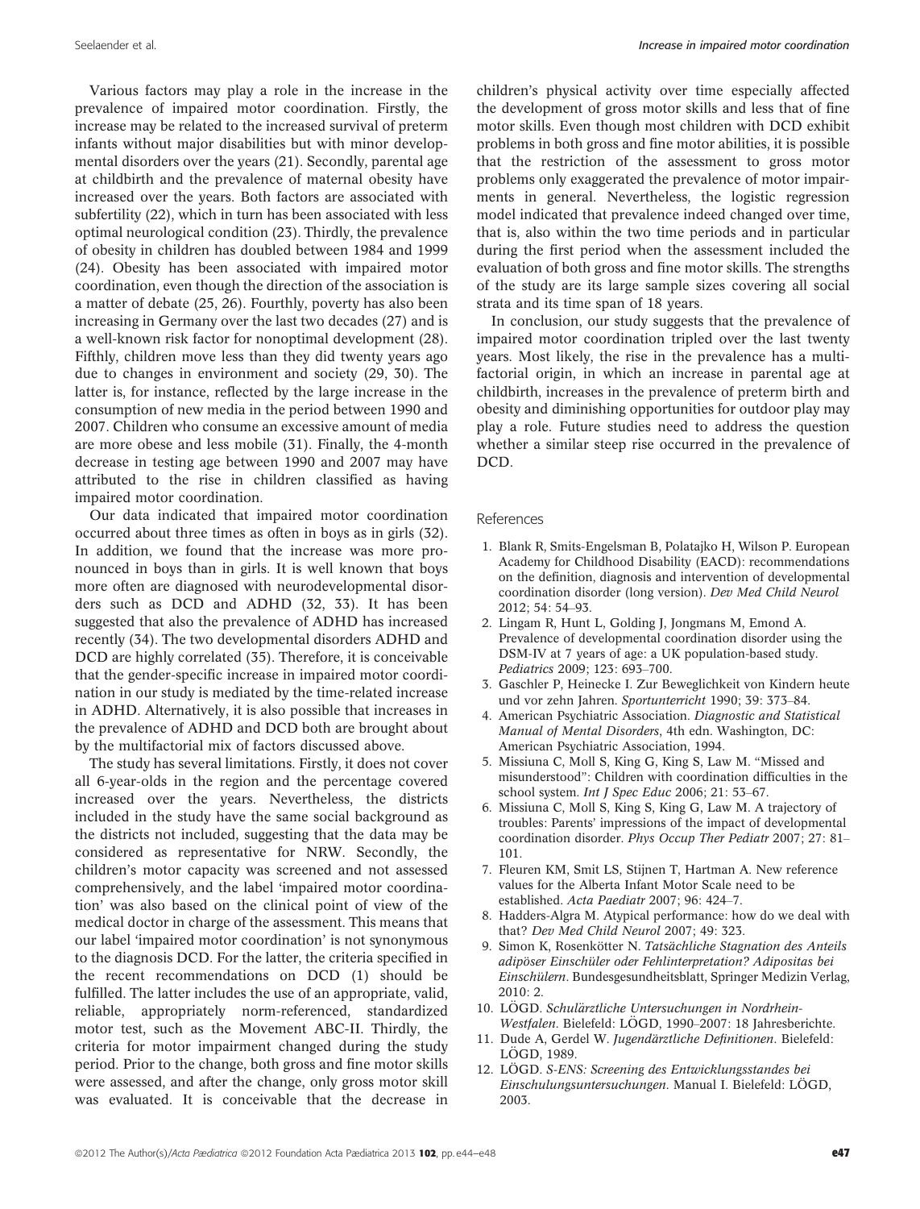Various factors may play a role in the increase in the prevalence of impaired motor coordination. Firstly, the increase may be related to the increased survival of preterm infants without major disabilities but with minor developmental disorders over the years (21). Secondly, parental age at childbirth and the prevalence of maternal obesity have increased over the years. Both factors are associated with subfertility (22), which in turn has been associated with less optimal neurological condition (23). Thirdly, the prevalence of obesity in children has doubled between 1984 and 1999 (24). Obesity has been associated with impaired motor coordination, even though the direction of the association is a matter of debate (25, 26). Fourthly, poverty has also been increasing in Germany over the last two decades (27) and is a well-known risk factor for nonoptimal development (28). Fifthly, children move less than they did twenty years ago due to changes in environment and society (29, 30). The latter is, for instance, reflected by the large increase in the consumption of new media in the period between 1990 and 2007. Children who consume an excessive amount of media are more obese and less mobile (31). Finally, the 4-month decrease in testing age between 1990 and 2007 may have attributed to the rise in children classified as having impaired motor coordination.

Our data indicated that impaired motor coordination occurred about three times as often in boys as in girls (32). In addition, we found that the increase was more pronounced in boys than in girls. It is well known that boys more often are diagnosed with neurodevelopmental disorders such as DCD and ADHD (32, 33). It has been suggested that also the prevalence of ADHD has increased recently (34). The two developmental disorders ADHD and DCD are highly correlated (35). Therefore, it is conceivable that the gender-specific increase in impaired motor coordination in our study is mediated by the time-related increase in ADHD. Alternatively, it is also possible that increases in the prevalence of ADHD and DCD both are brought about by the multifactorial mix of factors discussed above.

The study has several limitations. Firstly, it does not cover all 6-year-olds in the region and the percentage covered increased over the years. Nevertheless, the districts included in the study have the same social background as the districts not included, suggesting that the data may be considered as representative for NRW. Secondly, the children's motor capacity was screened and not assessed comprehensively, and the label 'impaired motor coordination' was also based on the clinical point of view of the medical doctor in charge of the assessment. This means that our label 'impaired motor coordination' is not synonymous to the diagnosis DCD. For the latter, the criteria specified in the recent recommendations on DCD (1) should be fulfilled. The latter includes the use of an appropriate, valid, reliable, appropriately norm-referenced, standardized motor test, such as the Movement ABC-II. Thirdly, the criteria for motor impairment changed during the study period. Prior to the change, both gross and fine motor skills were assessed, and after the change, only gross motor skill was evaluated. It is conceivable that the decrease in children's physical activity over time especially affected the development of gross motor skills and less that of fine motor skills. Even though most children with DCD exhibit problems in both gross and fine motor abilities, it is possible that the restriction of the assessment to gross motor problems only exaggerated the prevalence of motor impairments in general. Nevertheless, the logistic regression model indicated that prevalence indeed changed over time, that is, also within the two time periods and in particular during the first period when the assessment included the evaluation of both gross and fine motor skills. The strengths of the study are its large sample sizes covering all social strata and its time span of 18 years.

In conclusion, our study suggests that the prevalence of impaired motor coordination tripled over the last twenty years. Most likely, the rise in the prevalence has a multifactorial origin, in which an increase in parental age at childbirth, increases in the prevalence of preterm birth and obesity and diminishing opportunities for outdoor play may play a role. Future studies need to address the question whether a similar steep rise occurred in the prevalence of DCD.

## References

1. Blank R, Smits-Engelsman B, Polatajko H, Wilson P. European Academy for Childhood Disability (EACD): recommendations on the definition, diagnosis and intervention of developmental coordination disorder (long version). *Dev Med Child Neurol* 2012; 54: 54–93.
2. Lingam R, Hunt L, Golding J, Jongmans M, Emond A. Prevalence of developmental coordination disorder using the DSM-IV at 7 years of age: a UK population-based study. *Pediatrics* 2009; 123: 693–700.
3. Gaschler P, Heinecke I. Zur Beweglichkeit von Kindern heute und vor zehn Jahren. *Sportunterricht* 1990; 39: 373–84.
4. American Psychiatric Association. *Diagnostic and Statistical Manual of Mental Disorders*, 4th edn. Washington, DC: American Psychiatric Association, 1994.
5. Missiuna C, Moll S, King G, King S, Law M. "Missed and misunderstood": Children with coordination difficulties in the school system. *Int J Spec Educ* 2006; 21: 53–67.
6. Missiuna C, Moll S, King S, King G, Law M. A trajectory of troubles: Parents' impressions of the impact of developmental coordination disorder. *Phys Occup Ther Pediatr* 2007; 27: 81–101.
7. Fleuren KM, Smit LS, Stijnen T, Hartman A. New reference values for the Alberta Infant Motor Scale need to be established. *Acta Paediatr* 2007; 96: 424–7.
8. Hadders-Algra M. Atypical performance: how do we deal with that? *Dev Med Child Neurol* 2007; 49: 323.
9. Simon K, Rosenkötter N. *Tatsächliche Stagnation des Anteils adipöser Einschüler oder Fehlinterpretation? Adipositas bei Einschülern*. Bundesgesundheitsblatt, Springer Medizin Verlag, 2010: 2.
10. LÖGD. *Schulärztliche Untersuchungen in Nordrhein-Westfalen*. Bielefeld: LÖGD, 1990–2007: 18 Jahresberichte.
11. Dude A, Gerdel W. *Jugendärztliche Definitionen*. Bielefeld: LÖGD, 1989.
12. LÖGD. *S-ENS: Screening des Entwicklungsstandes bei Einschulungsuntersuchungen*. Manual I. Bielefeld: LÖGD, 2003.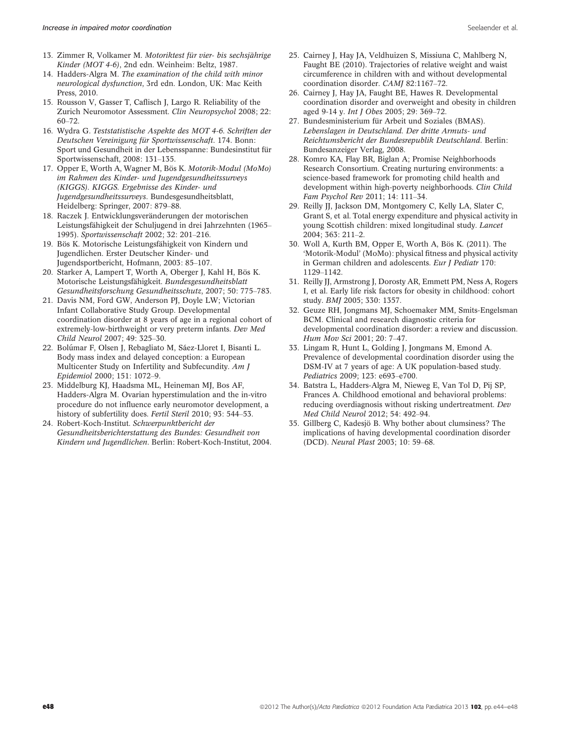13. Zimmer R, Volkamer M. *Motoriktest für vier- bis sechsjährige Kinder (MOT 4-6)*, 2nd edn. Weinheim: Beltz, 1987.
14. Hadders-Algra M. *The examination of the child with minor neurological dysfunction*, 3rd edn. London, UK: Mac Keith Press, 2010.
15. Rousson V, Gasser T, Caflisch J, Largo R. Reliability of the Zurich Neuromotor Assessment. *Clin Neuropsychol* 2008; 22: 60–72.
16. Wydra G. *Teststatistische Aspekte des MOT 4-6. Schriften der Deutschen Vereinigung für Sportwissenschaft*. 174. Bonn: Sport und Gesundheit in der Lebensspanne: Bundesinstitut für Sportwissenschaft, 2008: 131–135.
17. Opper E, Worth A, Wagner M, Bös K. *Motorik-Modul (MoMo) im Rahmen des Kinder- und Jugendgesundheitssurveys (KIGGS). KIGGS. Ergebnisse des Kinder- und Jugendgesundheitssurveys*. Bundesgesundheitsblatt, Heidelberg: Springer, 2007: 879–88.
18. Raczek J. Entwicklungsveränderungen der motorischen Leistungsfähigkeit der Schuljugend in drei Jahrzehnten (1965–1995). *Sportwissenschaft* 2002; 32: 201–216.
19. Bös K. Motorische Leistungsfähigkeit von Kindern und Jugendlichen. Erster Deutscher Kinder- und Jugendsportbericht, Hofmann, 2003: 85–107.
20. Starker A, Lampert T, Worth A, Oberger J, Kahl H, Bös K. Motorische Leistungsfähigkeit. *Bundesgesundheitsblatt Gesundheitsforschung Gesundheitsschutz*, 2007; 50: 775–783.
21. Davis NM, Ford GW, Anderson PJ, Doyle LW; Victorian Infant Collaborative Study Group. Developmental coordination disorder at 8 years of age in a regional cohort of extremely-low-birthweight or very preterm infants. *Dev Med Child Neurol* 2007; 49: 325–30.
22. Bolúmar F, Olsen J, Rebagliato M, Sáez-Lloret I, Bisanti L. Body mass index and delayed conception: a European Multicenter Study on Infertility and Subfecundity. *Am J Epidemiol* 2000; 151: 1072–9.
23. Middelburg KJ, Haadsma ML, Heineman MJ, Bos AF, Hadders-Algra M. Ovarian hyperstimulation and the in-vitro procedure do not influence early neuromotor development, a history of subfertility does. *Fertil Steril* 2010; 93: 544–53.
24. Robert-Koch-Institut. *Schwerpunktbericht der Gesundheitsberichterstattung des Bundes: Gesundheit von Kindern und Jugendlichen*. Berlin: Robert-Koch-Institut, 2004.
25. Cairney J, Hay JA, Veldhuizen S, Missiuna C, Mahlberg N, Faught BE (2010). Trajectories of relative weight and waist circumference in children with and without developmental coordination disorder. *CAMJ* 82:1167–72.
26. Cairney J, Hay JA, Faught BE, Hawes R. Developmental coordination disorder and overweight and obesity in children aged 9-14 y. *Int J Obes* 2005; 29: 369–72.
27. Bundesministerium für Arbeit und Soziales (BMAS). *Lebenslagen in Deutschland. Der dritte Armuts- und Reichtumsbericht der Bundesrepublik Deutschland*. Berlin: Bundesanzeiger Verlag, 2008.
28. Komro KA, Flay BR, Biglan A; Promise Neighborhoods Research Consortium. Creating nurturing environments: a science-based framework for promoting child health and development within high-poverty neighborhoods. *Clin Child Fam Psychol Rev* 2011; 14: 111–34.
29. Reilly JJ, Jackson DM, Montgomery C, Kelly LA, Slater C, Grant S, et al. Total energy expenditure and physical activity in young Scottish children: mixed longitudinal study. *Lancet* 2004; 363: 211–2.
30. Woll A, Kurth BM, Opper E, Worth A, Bös K. (2011). The 'Motorik-Modul' (MoMo): physical fitness and physical activity in German children and adolescents. *Eur J Pediatr* 170: 1129–1142.
31. Reilly JJ, Armstrong J, Dorosty AR, Emmett PM, Ness A, Rogers I, et al. Early life risk factors for obesity in childhood: cohort study. *BMJ* 2005; 330: 1357.
32. Geuze RH, Jongmans MJ, Schoemaker MM, Smits-Engelsman BCM. Clinical and research diagnostic criteria for developmental coordination disorder: a review and discussion. *Hum Mov Sci* 2001; 20: 7–47.
33. Lingam R, Hunt L, Golding J, Jongmans M, Emond A. Prevalence of developmental coordination disorder using the DSM-IV at 7 years of age: A UK population-based study. *Pediatrics* 2009; 123: e693–e700.
34. Batstra L, Hadders-Algra M, Nieweg E, Van Tol D, Pij SP, Frances A. Childhood emotional and behavioral problems: reducing overdiagnosis without risking undertreatment. *Dev Med Child Neurol* 2012; 54: 492–94.
35. Gillberg C, Kadesjö B. Why bother about clumsiness? The implications of having developmental coordination disorder (DCD). *Neural Plast* 2003; 10: 59–68.